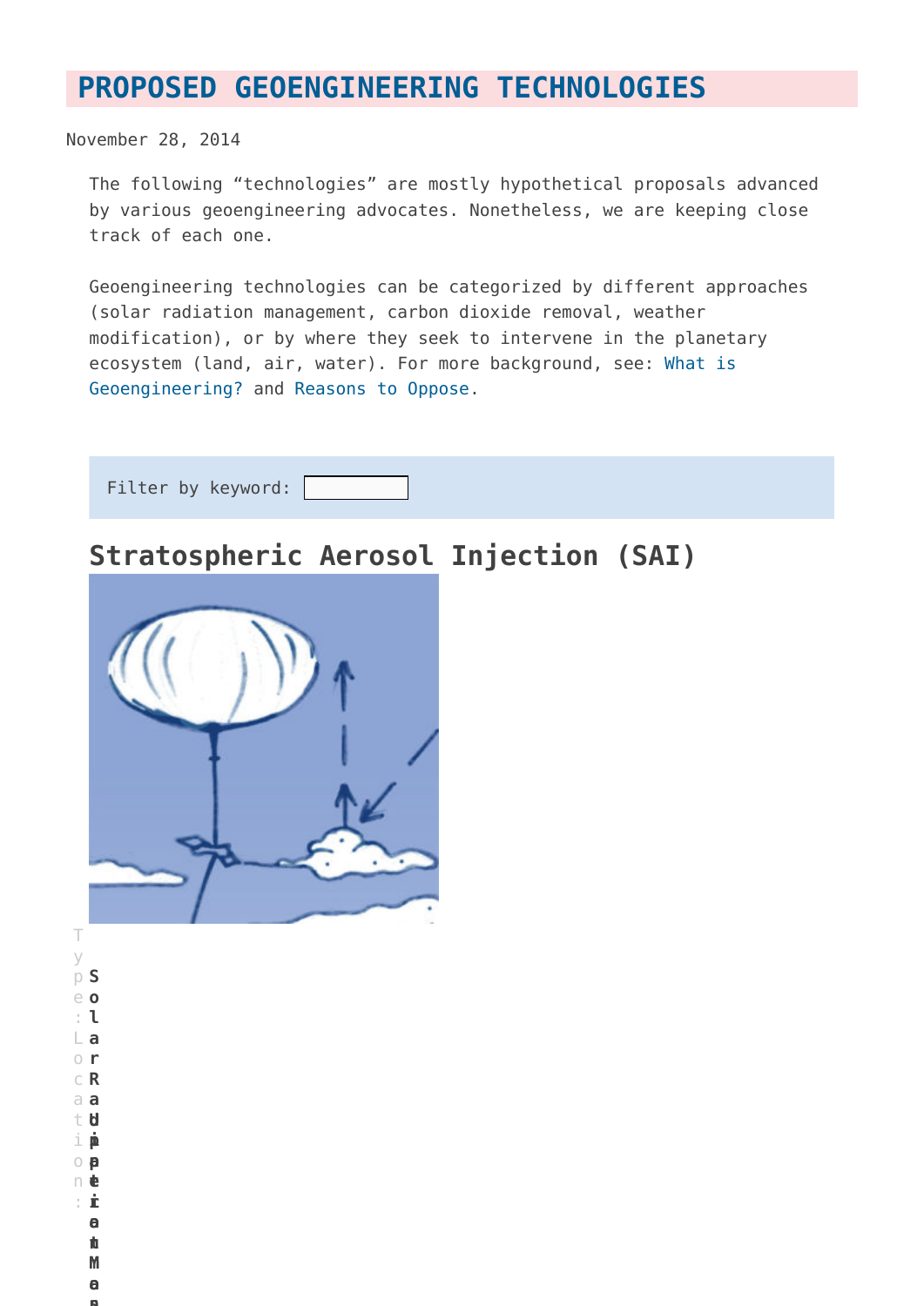# PROPOSED GEOENGINEERING TECHNOLOGIES

November 28, 2014

The following "technologies" are mostly hypothetical proposals advanced by various geoengineering advocates. Nonetheless, we are keeping close track of each one.

Geoengineering technologies can be categorized by different approaches (solar radiation management, carbon dioxide removal, weather modification), or by where they seek to intervene in the planetary ecosystem (land, air, water). For more background, see: What is Geoengineering? and Reasons to Oppose.

Filter by keyword:

## Stratospheric Aerosol Injection (SAI)

Type: **Solar Radiation Management**

Location: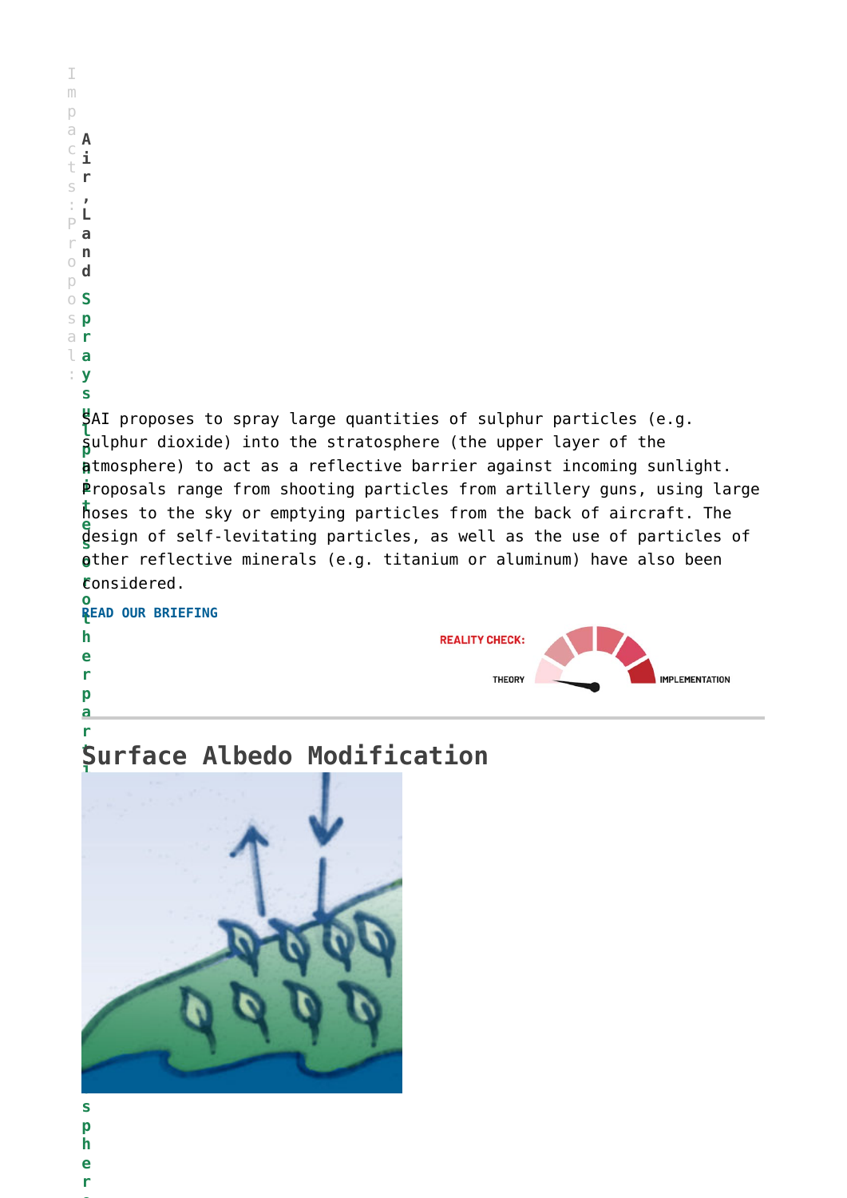Impacts: Proposal:

**Air, Land**

**Sprays sulphur particles or other particles into the stratosphere**

SAI proposes to spray large quantities of sulphur particles (e.g. sulphur dioxide) into the stratosphere (the upper layer of the atmosphere) to act as a reflective barrier against incoming sunlight. Proposals range from shooting particles from artillery guns, using large hoses to the sky or emptying particles from the back of aircraft. The design of self-levitating particles, as well as the use of particles of other reflective minerals (e.g. titanium or aluminum) have also been considered.

**READ OUR BRIEFING**

REALITY CHECK: THEORY IMPLEMENTATION

## Surface Albedo Modification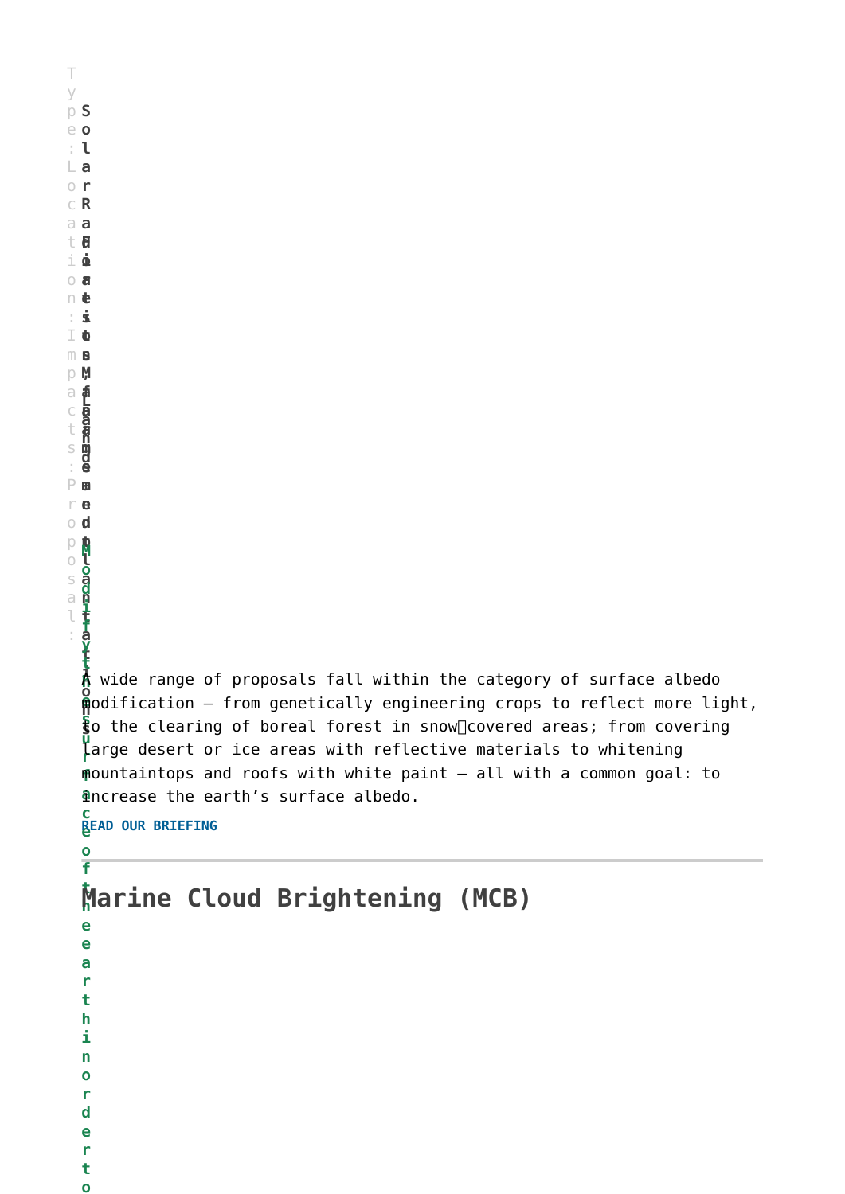Type: Solar Radiation Management

Location: Land

Impacts:

Proposal: Modify the albedo of the surface of the earth in order to

A wide range of proposals fall within the category of surface albedo modification – from genetically engineering crops to reflect more light, to the clearing of boreal forest in snow‑covered areas; from covering large desert or ice areas with reflective materials to whitening mountaintops and roofs with white paint – all with a common goal: to increase the earth's surface albedo.

**READ OUR BRIEFING**

---

## Marine Cloud Brightening (MCB)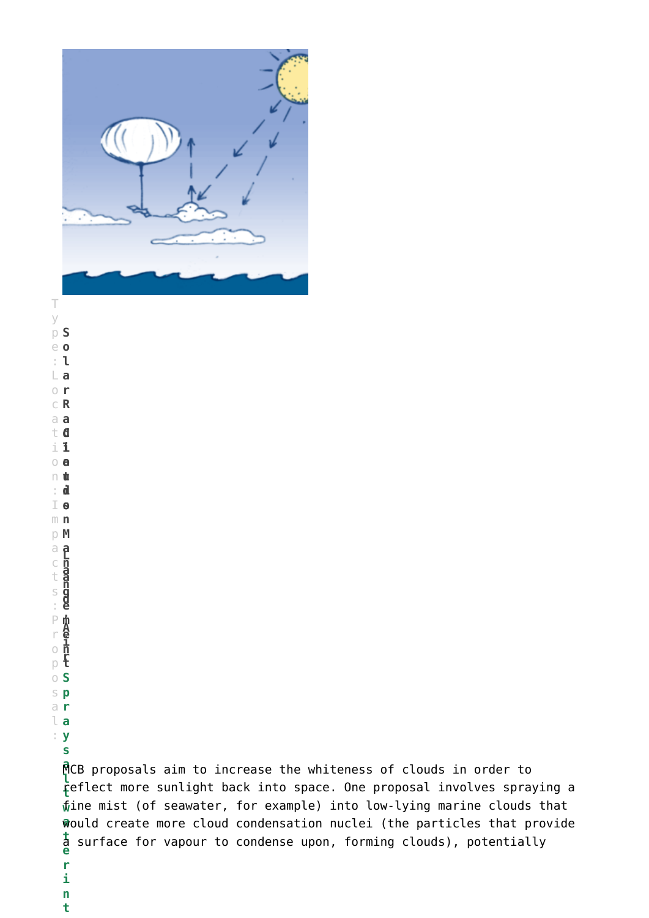Type: **Solar Radiation Management**

Location: **Land / Air**

Impacts:

Proposal: **Spray saltwater into**

MCB proposals aim to increase the whiteness of clouds in order to reflect more sunlight back into space. One proposal involves spraying a fine mist (of seawater, for example) into low-lying marine clouds that would create more cloud condensation nuclei (the particles that provide a surface for vapour to condense upon, forming clouds), potentially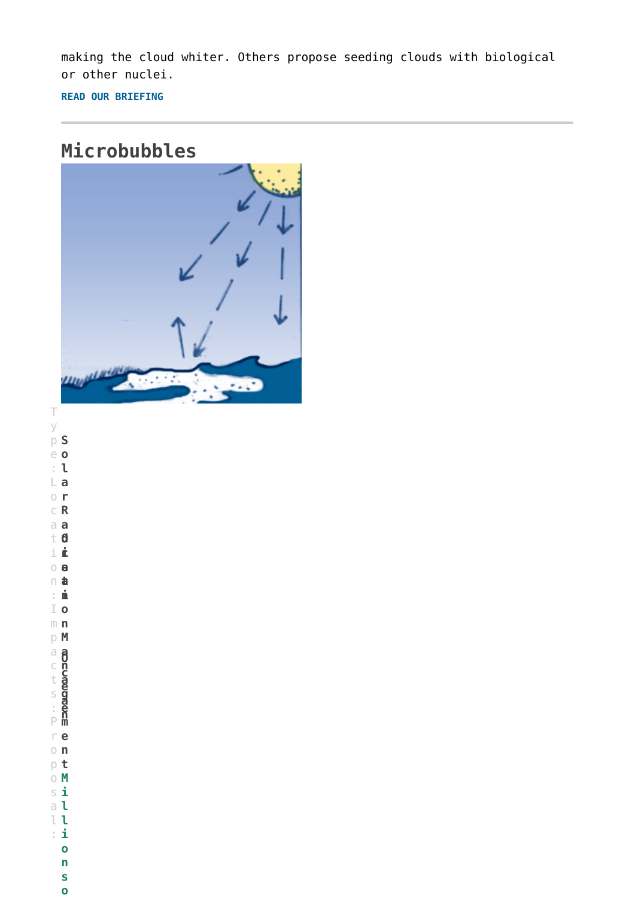making the cloud whiter. Others propose seeding clouds with biological or other nuclei.

**READ OUR BRIEFING**

---

## Microbubbles

Type: **Solar Radiation Management**

Location: **Ocean**

Impacts:

Proposal: **Millions o**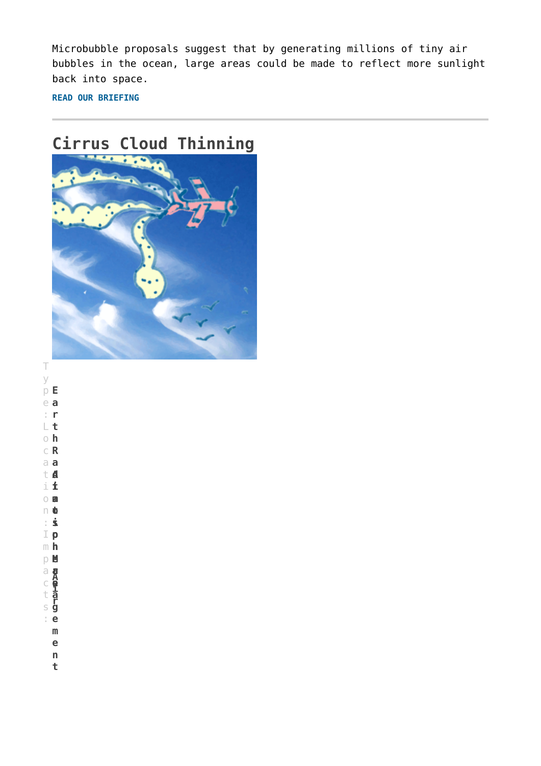Microbubble proposals suggest that by generating millions of tiny air bubbles in the ocean, large areas could be made to reflect more sunlight back into space.

**READ OUR BRIEFING**

---

## Cirrus Cloud Thinning

Type: **Earth Radiation Management**

Location: **Atmosphere**

Impacts: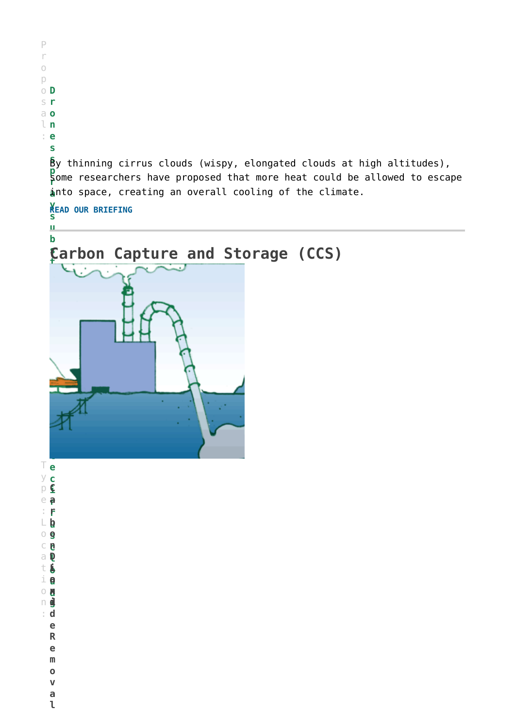Proposal: Drones spray substances into clouds

By thinning cirrus clouds (wispy, elongated clouds at high altitudes), some researchers have proposed that more heat could be allowed to escape into space, creating an overall cooling of the climate.

**READ OUR BRIEFING**

---

## Carbon Capture and Storage (CCS)

Type: Carbon Dioxide Removal

Location: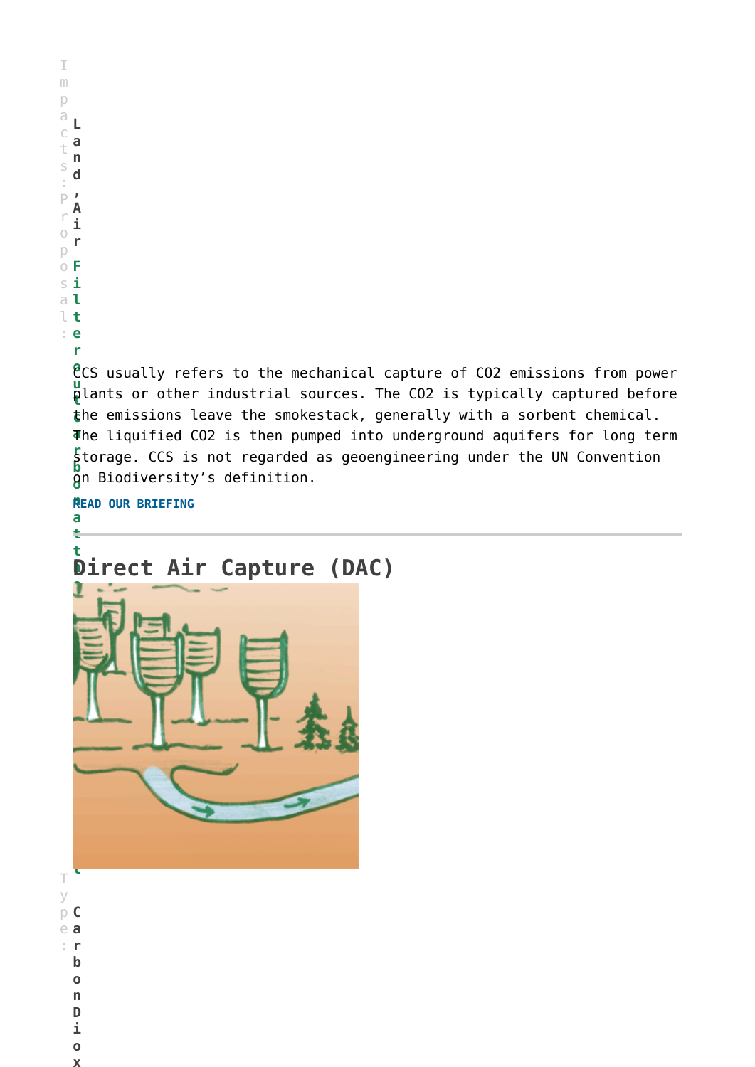Impacts: Land, Air

Proposal: Filter out carbon dioxide from the air

CCS usually refers to the mechanical capture of $CO_2$ emissions from power plants or other industrial sources. The $CO_2$ is typically captured before the emissions leave the smokestack, generally with a sorbent chemical. The liquified $CO_2$ is then pumped into underground aquifers for long term storage. CCS is not regarded as geoengineering under the UN Convention on Biodiversity's definition.

**READ OUR BRIEFING**

---

## Direct Air Capture (DAC)

Type: Carbon Diox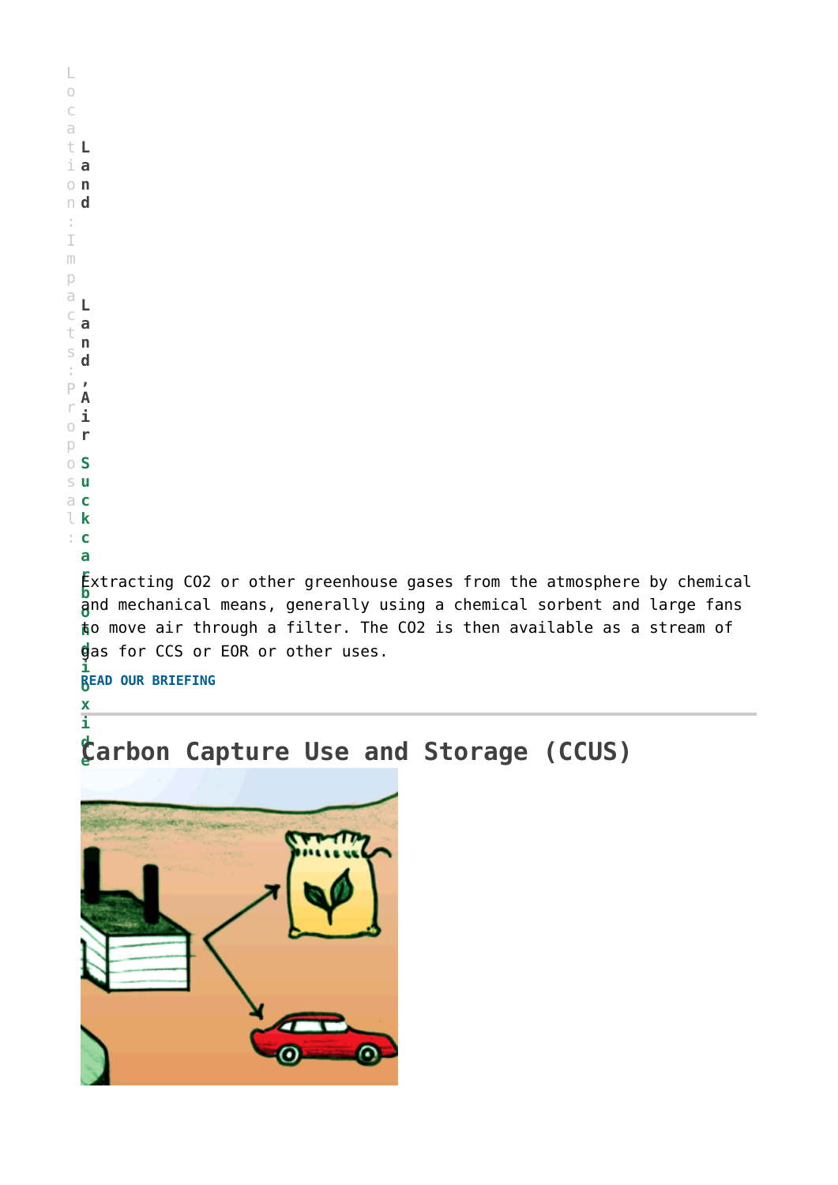Location: **Land**

Impacts: **Land, Air**

Proposal: **Suck carbon dioxide**

Extracting $CO_2$ or other greenhouse gases from the atmosphere by chemical and mechanical means, generally using a chemical sorbent and large fans to move air through a filter. The $CO_2$ is then available as a stream of gas for CCS or EOR or other uses.

**READ OUR BRIEFING**

---

## Carbon Capture Use and Storage (CCUS)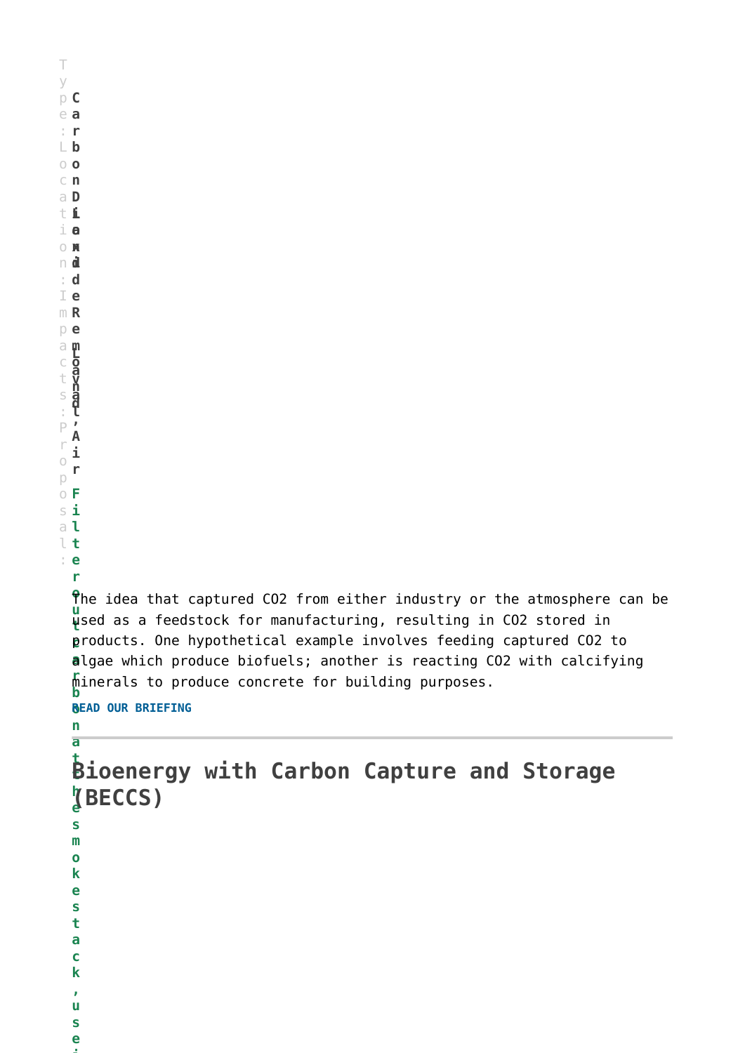Type: Carbon Dioxide Removal

Location: Land, Air

Impacts:

Proposal: Filter out carbon at the smokestack, use

The idea that captured CO2 from either industry or the atmosphere can be used as a feedstock for manufacturing, resulting in CO2 stored in products. One hypothetical example involves feeding captured CO2 to algae which produce biofuels; another is reacting CO2 with calcifying minerals to produce concrete for building purposes.

**READ OUR BRIEFING**

---

## Bioenergy with Carbon Capture and Storage (BECCS)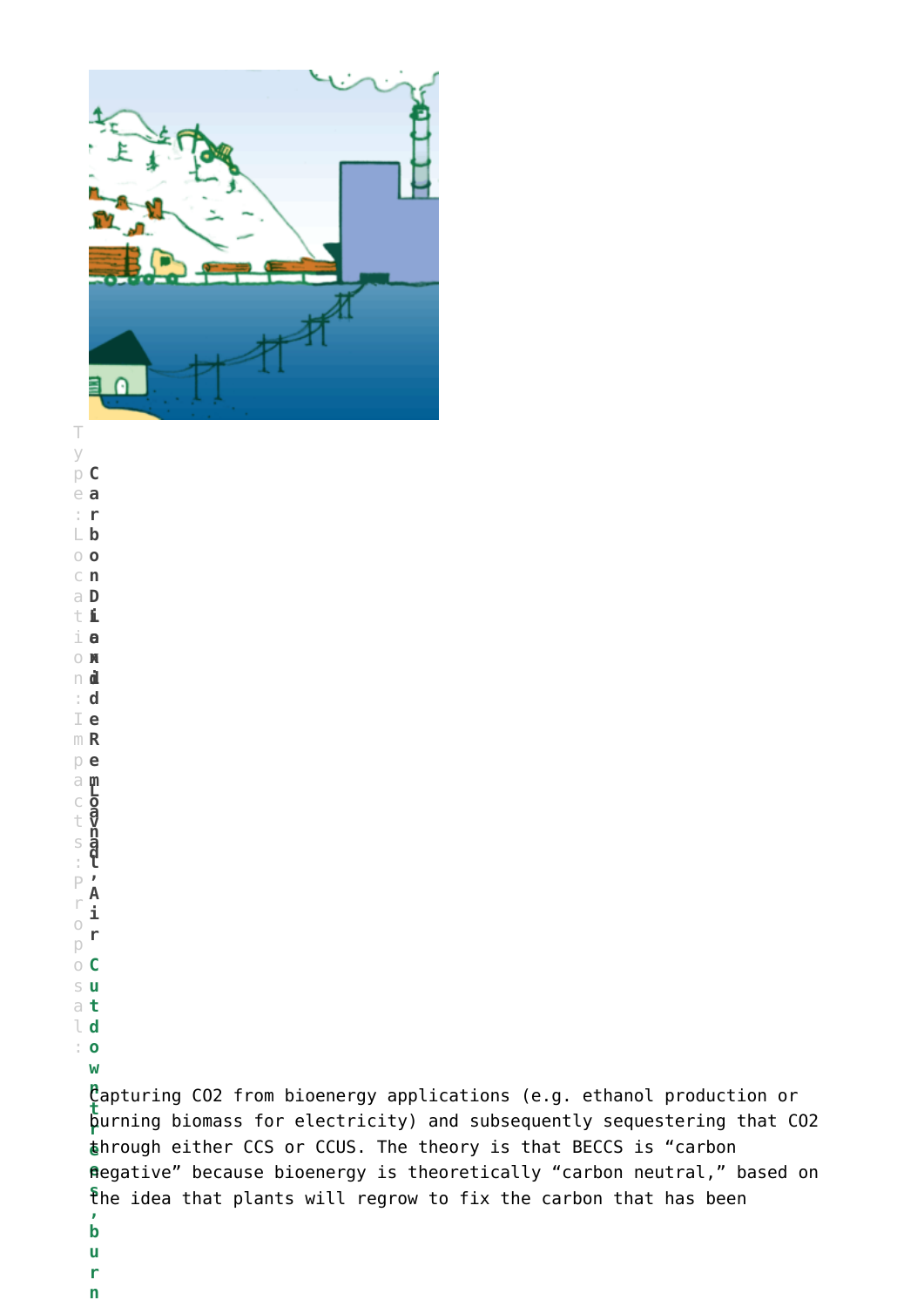Type: Carbon Dioxide Removal, Air

Location: Land

Impacts: Cut down trees, burn

Proposal:

Capturing $CO_2$ from bioenergy applications (e.g. ethanol production or burning biomass for electricity) and subsequently sequestering that $CO_2$ through either CCS or CCUS. The theory is that BECCS is “carbon negative” because bioenergy is theoretically “carbon neutral,” based on the idea that plants will regrow to fix the carbon that has been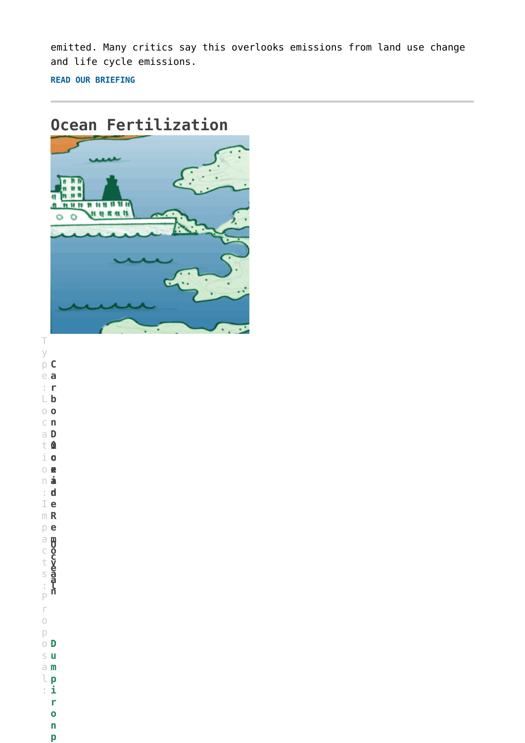emitted. Many critics say this overlooks emissions from land use change and life cycle emissions.

**READ OUR BRIEFING**

---

## Ocean Fertilization

Type: **Carbon Dioxide Removal**

Location: **Ocean**

Impacts:

Proposal: **Dumping iron p**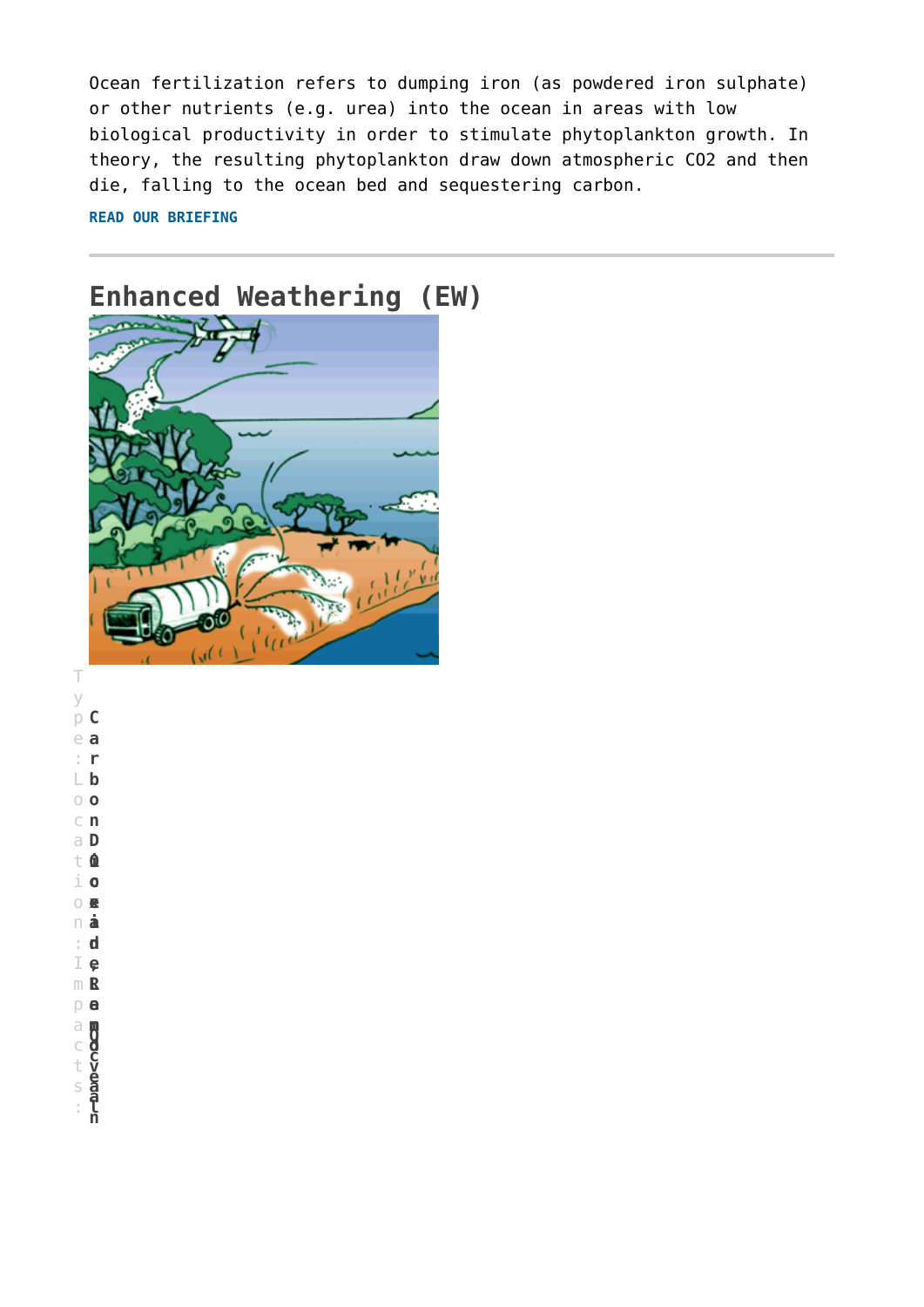Ocean fertilization refers to dumping iron (as powdered iron sulphate) or other nutrients (e.g. urea) into the ocean in areas with low biological productivity in order to stimulate phytoplankton growth. In theory, the resulting phytoplankton draw down atmospheric $CO_2$ and then die, falling to the ocean bed and sequestering carbon.

**READ OUR BRIEFING**

---

## Enhanced Weathering (EW)

Type: **Carbon Dioxide Removal**

Location: **Land, Ocean**

Impacts: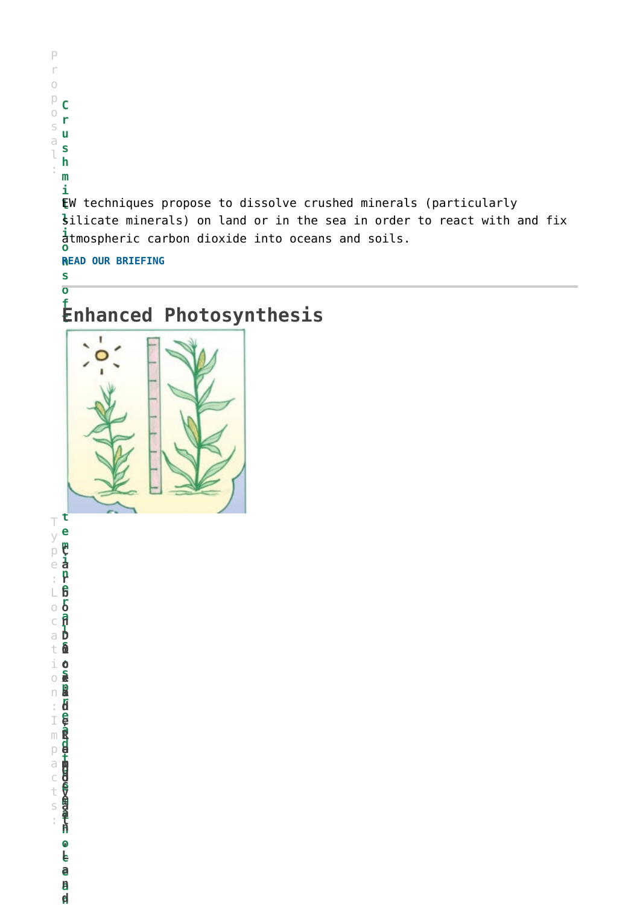Proposal: Crush millions of t...

EW techniques propose to dissolve crushed minerals (particularly silicate minerals) on land or in the sea in order to react with and fix atmospheric carbon dioxide into oceans and soils.

**READ OUR BRIEFING**

---

## Enhanced Photosynthesis

Type: ...

Location: ...

Impacts: ...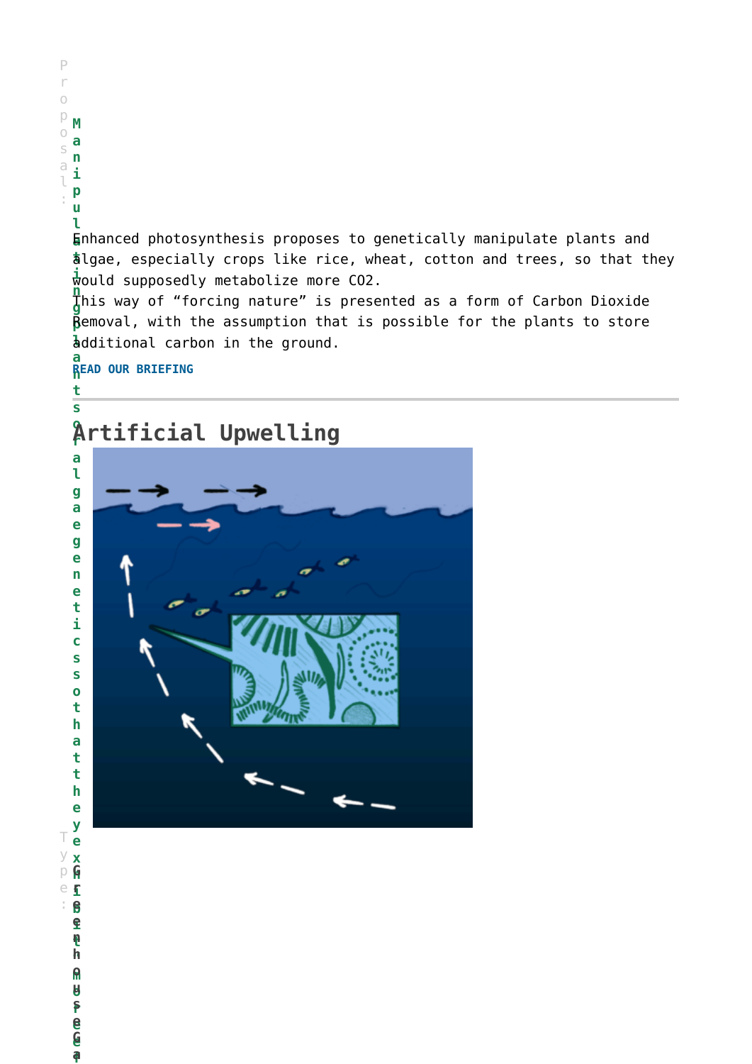Proposal: Manipulating plants or algae genetics so that they

Enhanced photosynthesis proposes to genetically manipulate plants and algae, especially crops like rice, wheat, cotton and trees, so that they would supposedly metabolize more $CO_2$.

This way of "forcing nature" is presented as a form of Carbon Dioxide Removal, with the assumption that is possible for the plants to store additional carbon in the ground.

**READ OUR BRIEFING**

---

# Artificial Upwelling

Type: Greenhouse Gas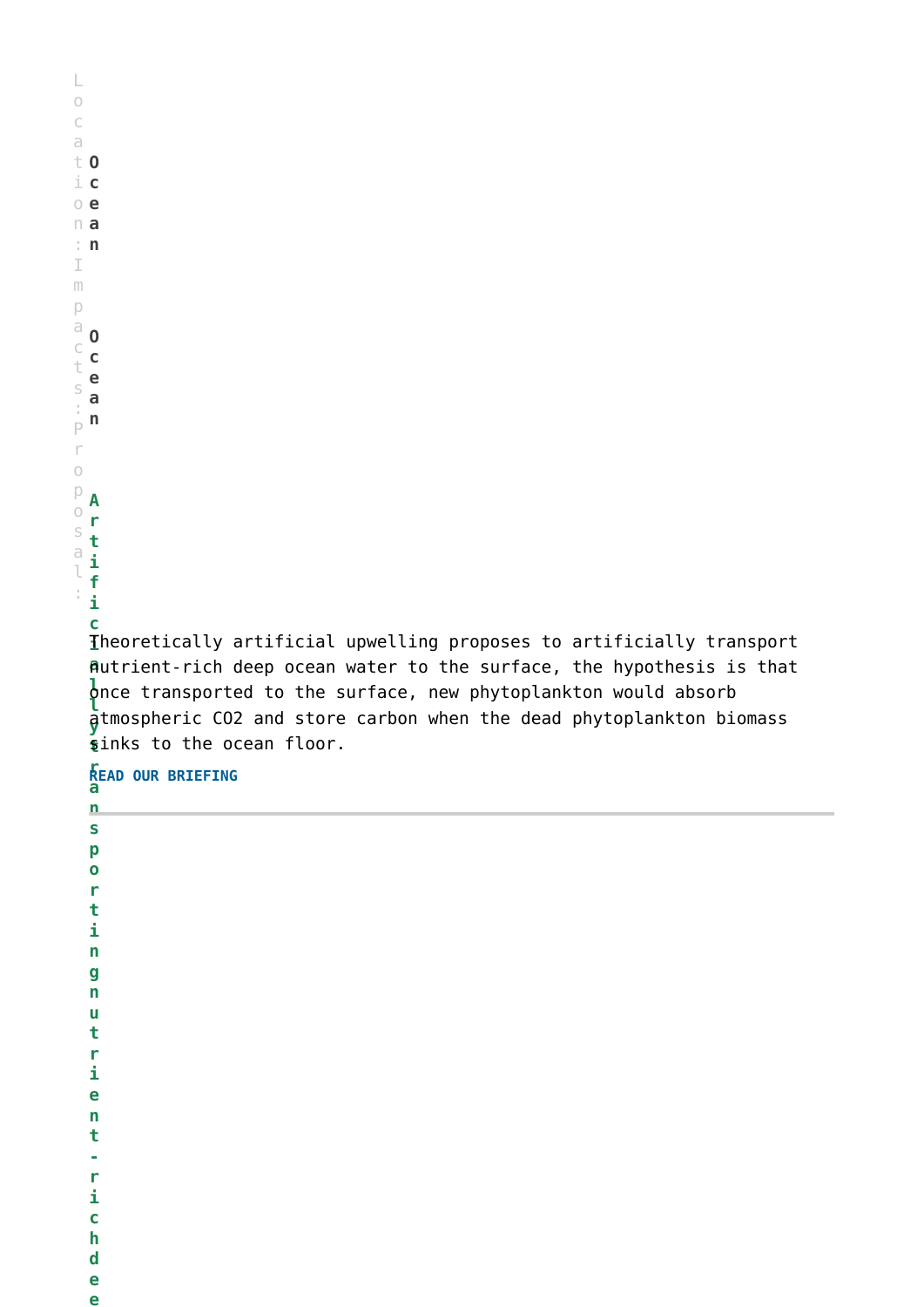Location: Ocean

Impacts: Ocean

Proposal: Artificially transporting nutrient-rich dee

Theoretically artificial upwelling proposes to artificially transport nutrient-rich deep ocean water to the surface, the hypothesis is that once transported to the surface, new phytoplankton would absorb atmospheric $CO_2$ and store carbon when the dead phytoplankton biomass sinks to the ocean floor.

**READ OUR BRIEFING**

---